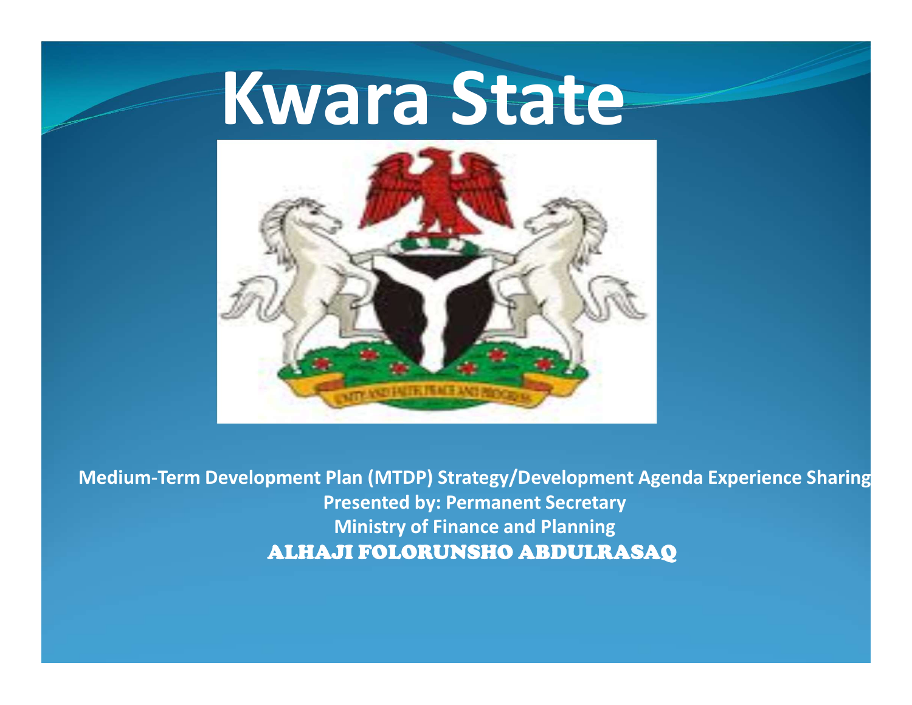# Kwara State

**Medium-Term Development Plan (MTDP) Strategy/Development Agenda Experience Sharing**

**Presented by: Permanent Secretary**

**Ministry of Finance and Planning**

ALHAJI FOLORUNSHO ABDULRASAQ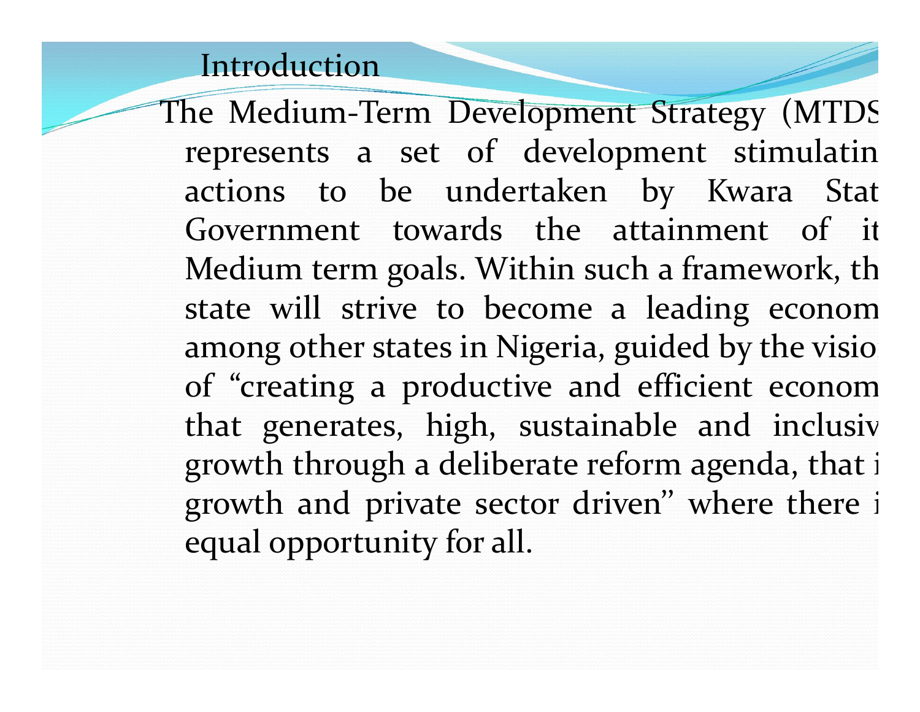# Introduction

The Medium-Term Development Strategy (MTDS represents a set of development stimulatin actions to be undertaken by Kwara Stat Government towards the attainment of it Medium term goals. Within such a framework, th state will strive to become a leading econom among other states in Nigeria, guided by the visio of "creating a productive and efficient econom that generates, high, sustainable and inclusiv growth through a deliberate reform agenda, that i growth and private sector driven" where there i equal opportunity for all.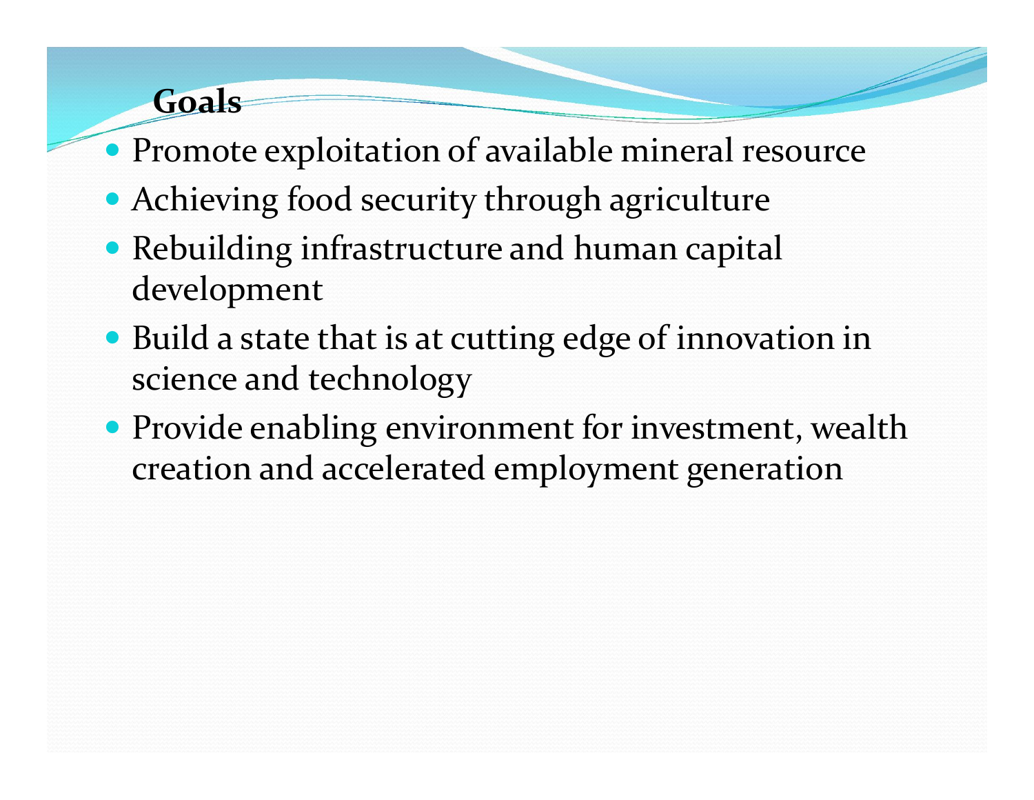## Goals

- Promote exploitation of available mineral resource
- Achieving food security through agriculture
- Rebuilding infrastructure and human capital development
- Build a state that is at cutting edge of innovation in science and technology
- Provide enabling environment for investment, wealth creation and accelerated employment generation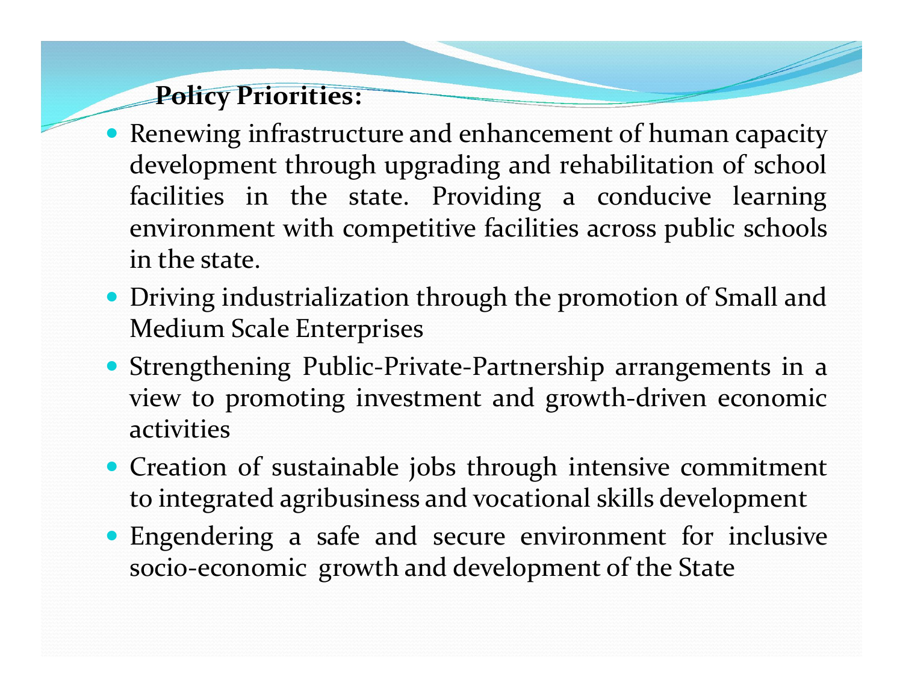**Policy Priorities:**

- Renewing infrastructure and enhancement of human capacity development through upgrading and rehabilitation of school facilities in the state. Providing a conducive learning environment with competitive facilities across public schools in the state.
- Driving industrialization through the promotion of Small and Medium Scale Enterprises
- Strengthening Public-Private-Partnership arrangements in a view to promoting investment and growth-driven economic activities
- Creation of sustainable jobs through intensive commitment to integrated agribusiness and vocational skills development
- Engendering a safe and secure environment for inclusive socio-economic growth and development of the State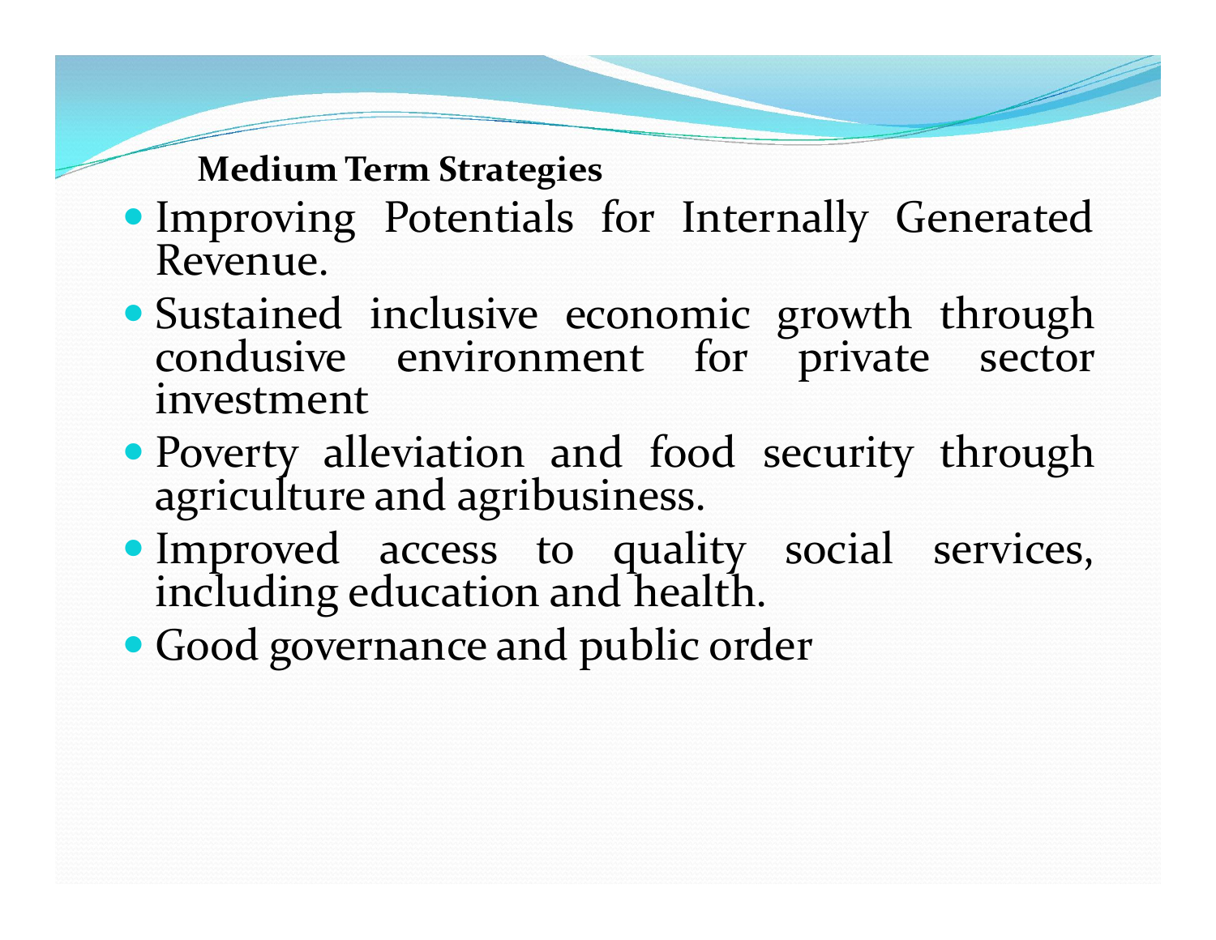## Medium Term Strategies

- Improving Potentials for Internally Generated Revenue.
- Sustained inclusive economic growth through condusive environment for private sector investment
- Poverty alleviation and food security through agriculture and agribusiness.
- Improved access to quality social services, including education and health.
- Good governance and public order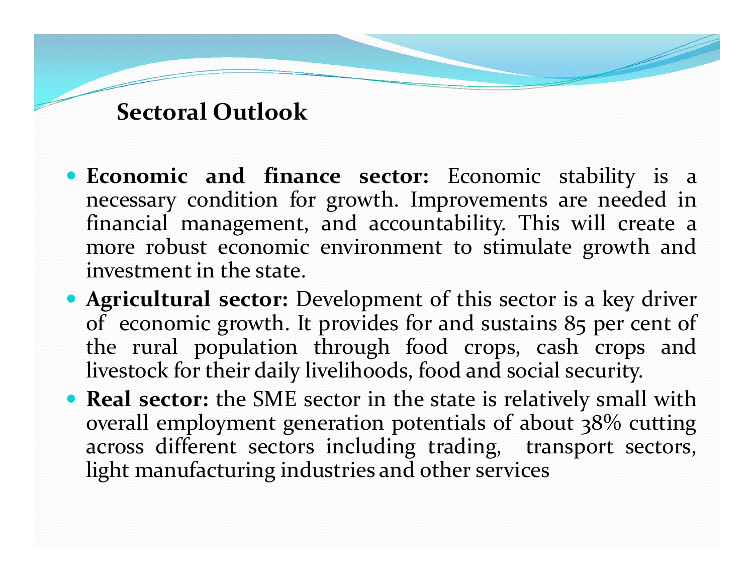## Sectoral Outlook

- **Economic and finance sector:** Economic stability is a necessary condition for growth. Improvements are needed in financial management, and accountability. This will create a more robust economic environment to stimulate growth and investment in the state.
- **Agricultural sector:** Development of this sector is a key driver of economic growth. It provides for and sustains 85 per cent of the rural population through food crops, cash crops and livestock for their daily livelihoods, food and social security.
- **Real sector:** the SME sector in the state is relatively small with overall employment generation potentials of about 38% cutting across different sectors including trading, transport sectors, light manufacturing industries and other services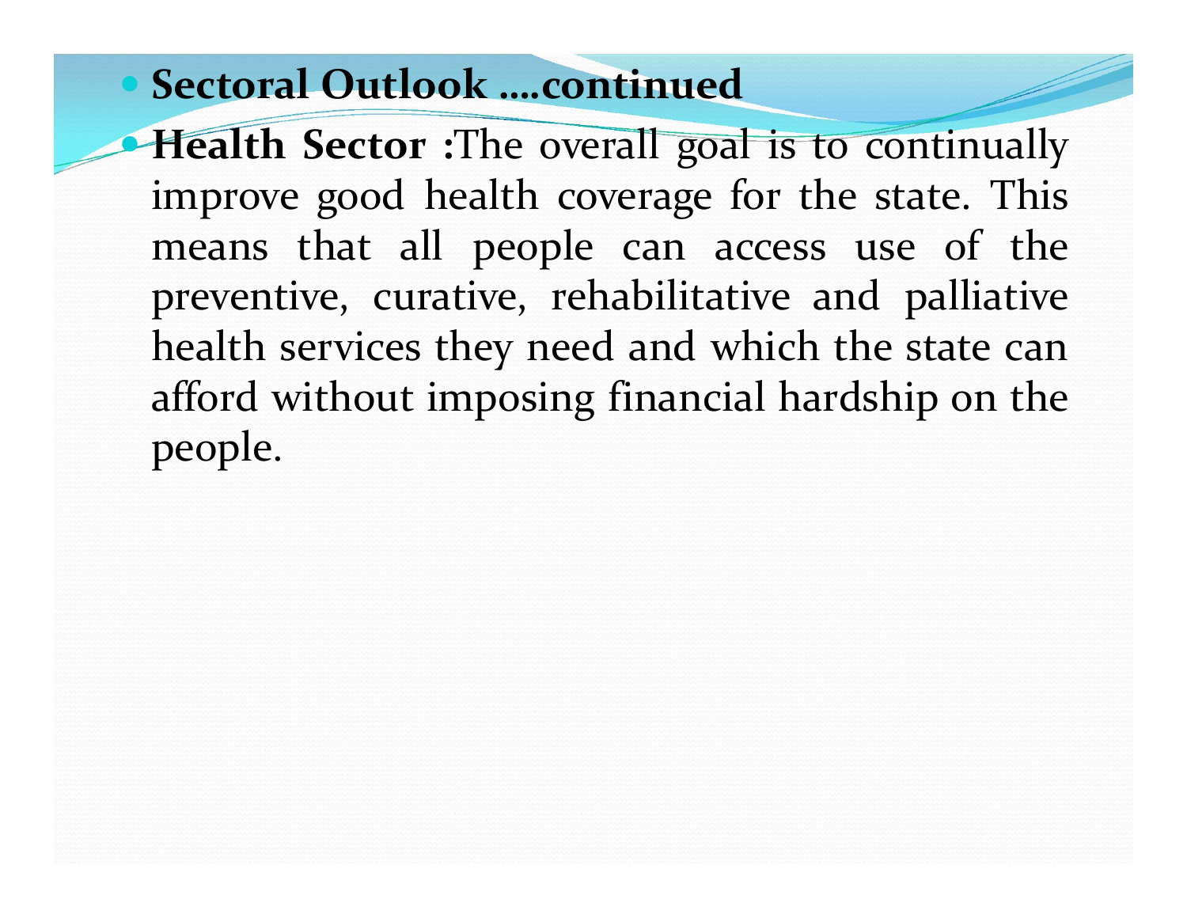- **Sectoral Outlook ….continued**
- **Health Sector :**The overall goal is to continually improve good health coverage for the state. This means that all people can access use of the preventive, curative, rehabilitative and palliative health services they need and which the state can afford without imposing financial hardship on the people.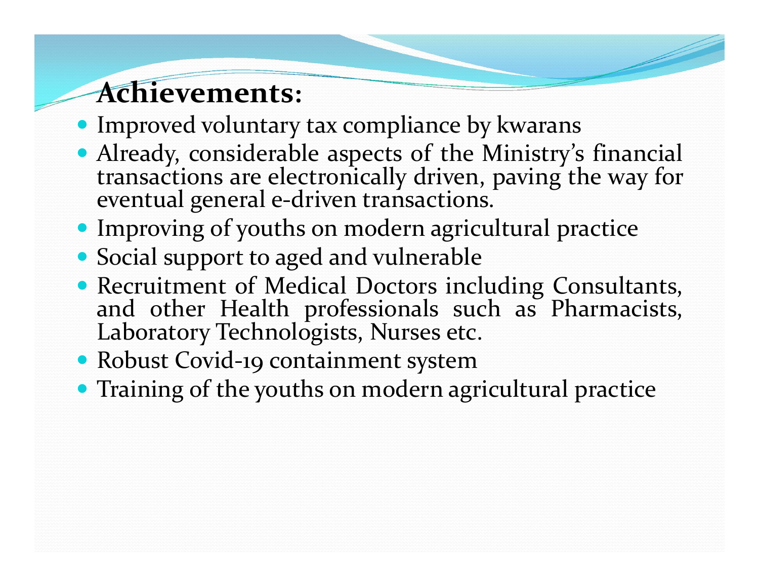## Achievements:

- Improved voluntary tax compliance by kwarans
- Already, considerable aspects of the Ministry's financial transactions are electronically driven, paving the way for eventual general e-driven transactions.
- Improving of youths on modern agricultural practice
- Social support to aged and vulnerable
- Recruitment of Medical Doctors including Consultants, and other Health professionals such as Pharmacists, Laboratory Technologists, Nurses etc.
- Robust Covid-19 containment system
- Training of the youths on modern agricultural practice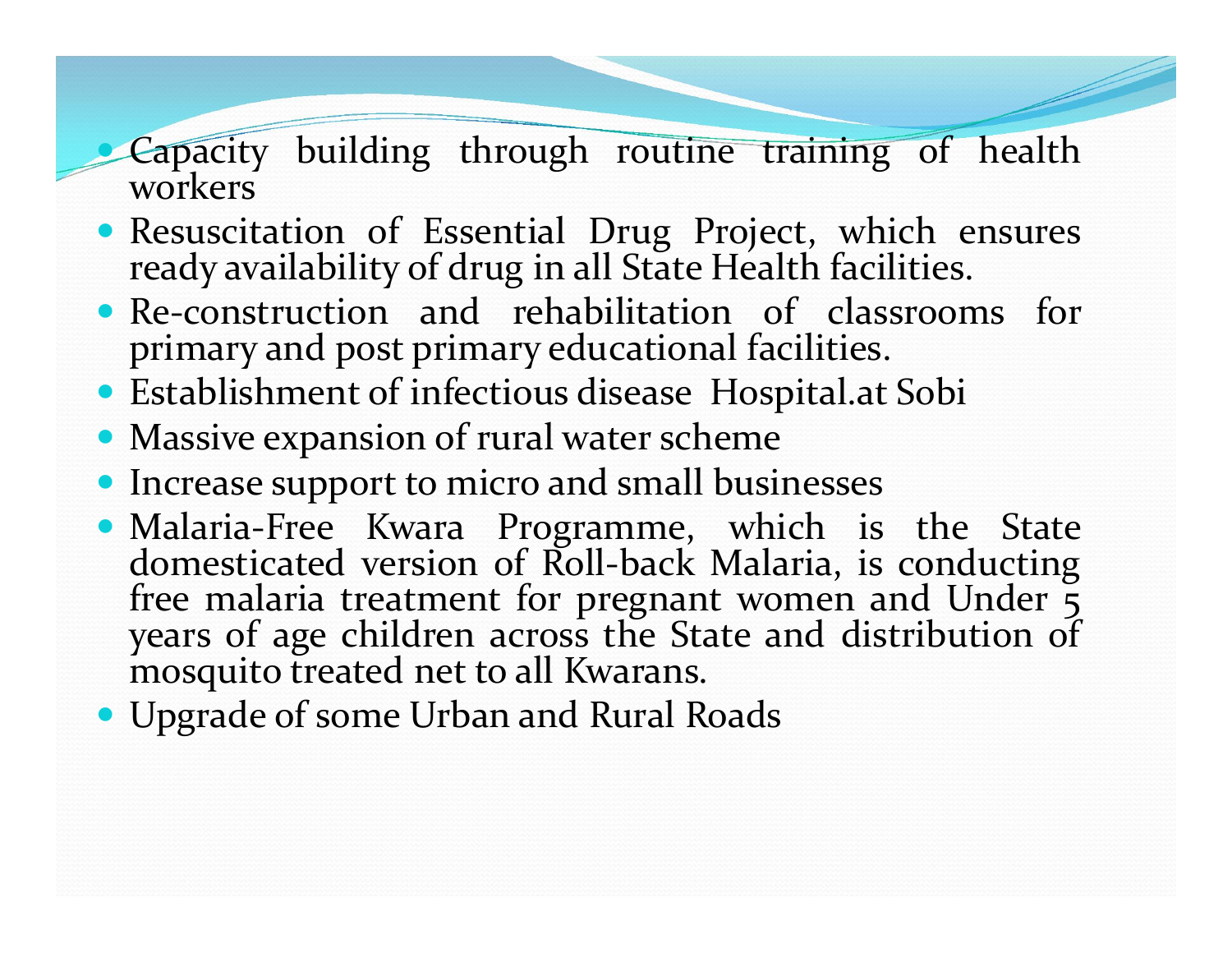- Capacity building through routine training of health workers
- Resuscitation of Essential Drug Project, which ensures ready availability of drug in all State Health facilities.
- Re-construction and rehabilitation of classrooms for primary and post primary educational facilities.
- Establishment of infectious disease Hospital.at Sobi
- Massive expansion of rural water scheme
- Increase support to micro and small businesses
- Malaria-Free Kwara Programme, which is the State domesticated version of Roll-back Malaria, is conducting free malaria treatment for pregnant women and Under 5 years of age children across the State and distribution of mosquito treated net to all Kwarans.
- Upgrade of some Urban and Rural Roads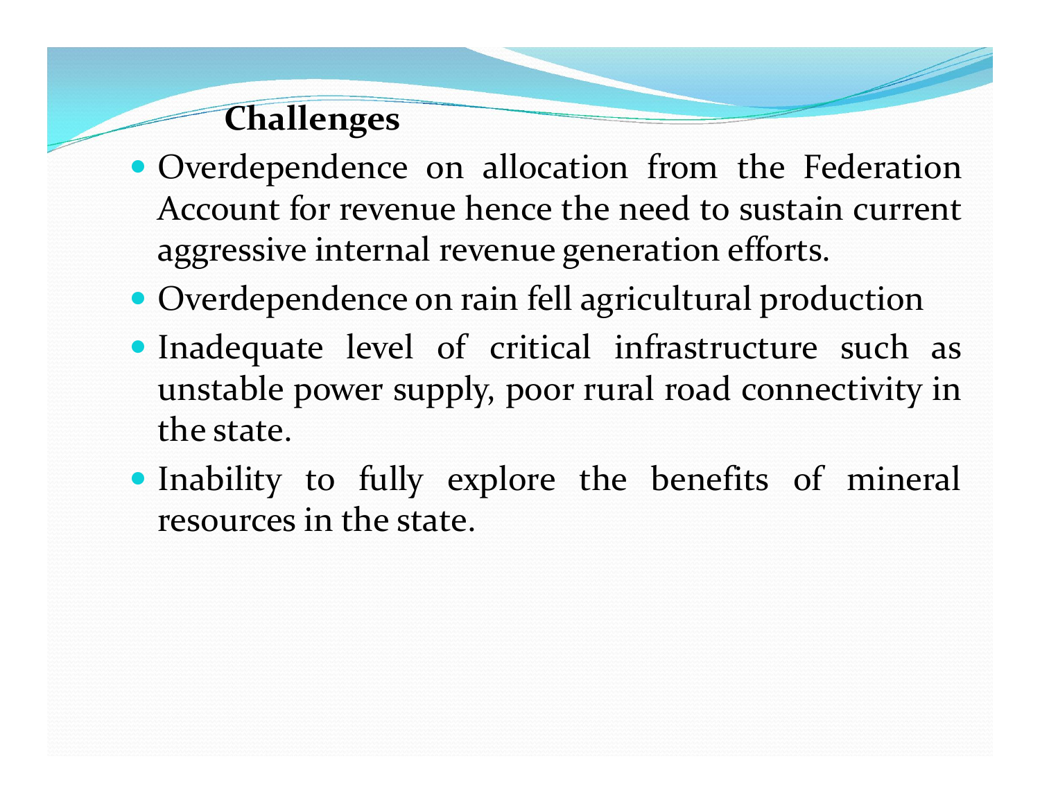## Challenges

- Overdependence on allocation from the Federation Account for revenue hence the need to sustain current aggressive internal revenue generation efforts.
- Overdependence on rain fell agricultural production
- Inadequate level of critical infrastructure such as unstable power supply, poor rural road connectivity in the state.
- Inability to fully explore the benefits of mineral resources in the state.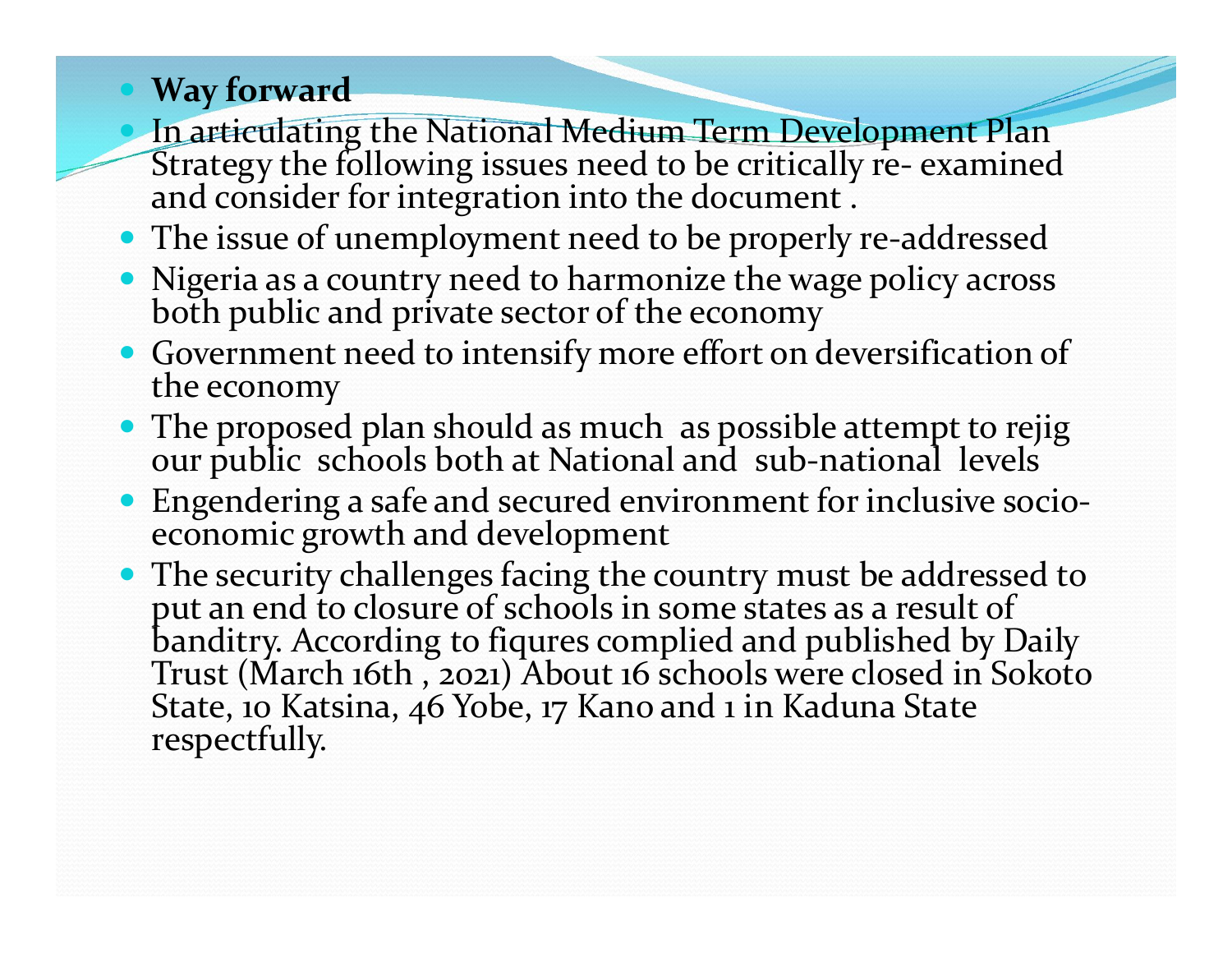- **Way forward**
- In articulating the National Medium Term Development Plan Strategy the following issues need to be critically re- examined and consider for integration into the document .
- The issue of unemployment need to be properly re-addressed
- Nigeria as a country need to harmonize the wage policy across both public and private sector of the economy
- Government need to intensify more effort on deversification of the economy
- The proposed plan should as much as possible attempt to rejig our public schools both at National and sub-national levels
- Engendering a safe and secured environment for inclusive socio-economic growth and development
- The security challenges facing the country must be addressed to put an end to closure of schools in some states as a result of banditry. According to fiqures complied and published by Daily Trust (March 16th , 2021) About 16 schools were closed in Sokoto State, 10 Katsina, 46 Yobe, 17 Kano and 1 in Kaduna State respectfully.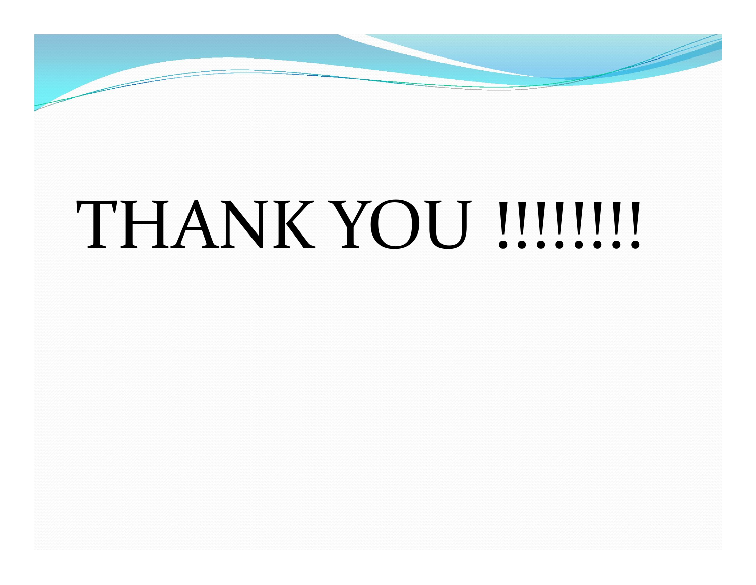# THANK YOU !!!!!!!!